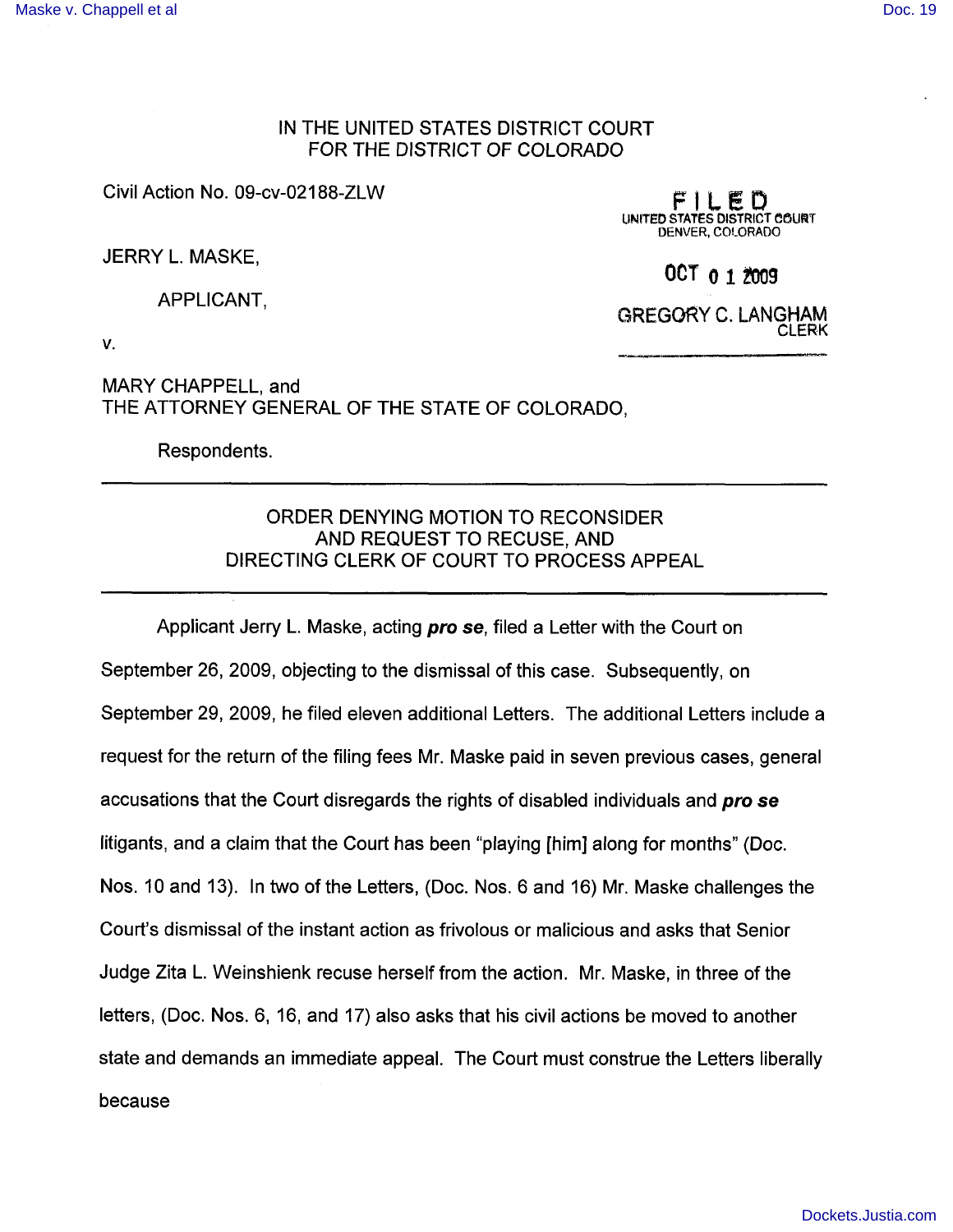IN THE UNITED STATES DISTRICT COURT
FOR THE DISTRICT OF COLORADO

Civil Action No. 09-cv-02188-ZLW

FILED
UNITED STATES DISTRICT COURT
DENVER, COLORADO

OCT 01 2009

GREGORY C. LANGHAM
CLERK

JERRY L. MASKE,

APPLICANT,

v.

MARY CHAPPELL, and
THE ATTORNEY GENERAL OF THE STATE OF COLORADO,

Respondents.

---

ORDER DENYING MOTION TO RECONSIDER
AND REQUEST TO RECUSE, AND
DIRECTING CLERK OF COURT TO PROCESS APPEAL

---

Applicant Jerry L. Maske, acting ***pro se***, filed a Letter with the Court on September 26, 2009, objecting to the dismissal of this case. Subsequently, on September 29, 2009, he filed eleven additional Letters. The additional Letters include a request for the return of the filing fees Mr. Maske paid in seven previous cases, general accusations that the Court disregards the rights of disabled individuals and ***pro se*** litigants, and a claim that the Court has been "playing [him] along for months" (Doc. Nos. 10 and 13). In two of the Letters, (Doc. Nos. 6 and 16) Mr. Maske challenges the Court's dismissal of the instant action as frivolous or malicious and asks that Senior Judge Zita L. Weinshienk recuse herself from the action. Mr. Maske, in three of the letters, (Doc. Nos. 6, 16, and 17) also asks that his civil actions be moved to another state and demands an immediate appeal. The Court must construe the Letters liberally because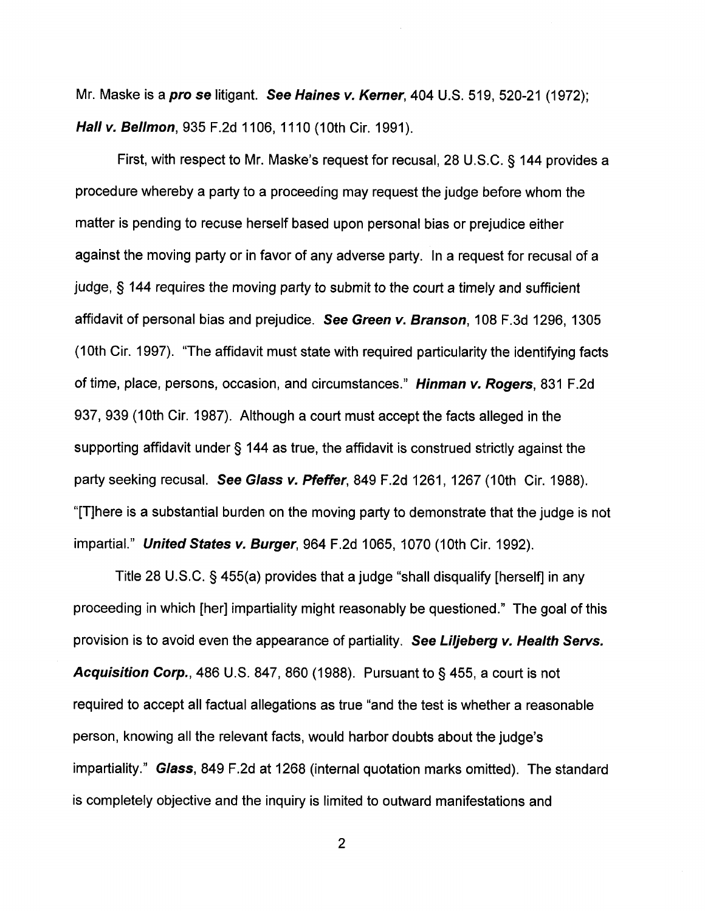Mr. Maske is a ***pro se*** litigant. ***See Haines v. Kerner***, 404 U.S. 519, 520-21 (1972); ***Hall v. Bellmon***, 935 F.2d 1106, 1110 (10th Cir. 1991).

First, with respect to Mr. Maske's request for recusal, 28 U.S.C. § 144 provides a procedure whereby a party to a proceeding may request the judge before whom the matter is pending to recuse herself based upon personal bias or prejudice either against the moving party or in favor of any adverse party. In a request for recusal of a judge, § 144 requires the moving party to submit to the court a timely and sufficient affidavit of personal bias and prejudice. ***See Green v. Branson***, 108 F.3d 1296, 1305 (10th Cir. 1997). "The affidavit must state with required particularity the identifying facts of time, place, persons, occasion, and circumstances." ***Hinman v. Rogers***, 831 F.2d 937, 939 (10th Cir. 1987). Although a court must accept the facts alleged in the supporting affidavit under § 144 as true, the affidavit is construed strictly against the party seeking recusal. ***See Glass v. Pfeffer***, 849 F.2d 1261, 1267 (10th Cir. 1988). "[T]here is a substantial burden on the moving party to demonstrate that the judge is not impartial." ***United States v. Burger***, 964 F.2d 1065, 1070 (10th Cir. 1992).

Title 28 U.S.C. § 455(a) provides that a judge "shall disqualify [herself] in any proceeding in which [her] impartiality might reasonably be questioned." The goal of this provision is to avoid even the appearance of partiality. ***See Liljeberg v. Health Servs. Acquisition Corp.***, 486 U.S. 847, 860 (1988). Pursuant to § 455, a court is not required to accept all factual allegations as true "and the test is whether a reasonable person, knowing all the relevant facts, would harbor doubts about the judge's impartiality." ***Glass***, 849 F.2d at 1268 (internal quotation marks omitted). The standard is completely objective and the inquiry is limited to outward manifestations and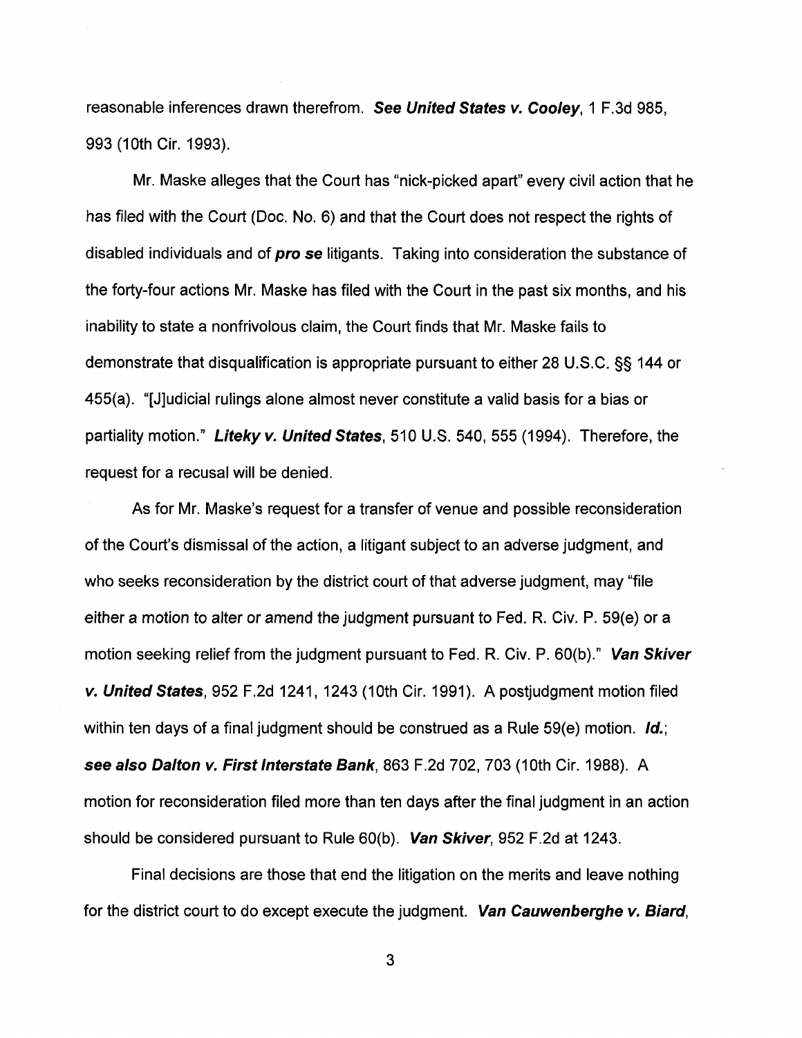reasonable inferences drawn therefrom. ***See United States v. Cooley***, 1 F.3d 985, 993 (10th Cir. 1993).

Mr. Maske alleges that the Court has "nick-picked apart" every civil action that he has filed with the Court (Doc. No. 6) and that the Court does not respect the rights of disabled individuals and of ***pro se*** litigants. Taking into consideration the substance of the forty-four actions Mr. Maske has filed with the Court in the past six months, and his inability to state a nonfrivolous claim, the Court finds that Mr. Maske fails to demonstrate that disqualification is appropriate pursuant to either 28 U.S.C. §§ 144 or 455(a). "[J]udicial rulings alone almost never constitute a valid basis for a bias or partiality motion." ***Liteky v. United States***, 510 U.S. 540, 555 (1994). Therefore, the request for a recusal will be denied.

As for Mr. Maske's request for a transfer of venue and possible reconsideration of the Court's dismissal of the action, a litigant subject to an adverse judgment, and who seeks reconsideration by the district court of that adverse judgment, may "file either a motion to alter or amend the judgment pursuant to Fed. R. Civ. P. 59(e) or a motion seeking relief from the judgment pursuant to Fed. R. Civ. P. 60(b)." ***Van Skiver v. United States***, 952 F.2d 1241, 1243 (10th Cir. 1991). A postjudgment motion filed within ten days of a final judgment should be construed as a Rule 59(e) motion. ***Id.***; ***see also Dalton v. First Interstate Bank***, 863 F.2d 702, 703 (10th Cir. 1988). A motion for reconsideration filed more than ten days after the final judgment in an action should be considered pursuant to Rule 60(b). ***Van Skiver***, 952 F.2d at 1243.

Final decisions are those that end the litigation on the merits and leave nothing for the district court to do except execute the judgment. ***Van Cauwenberghe v. Biard***,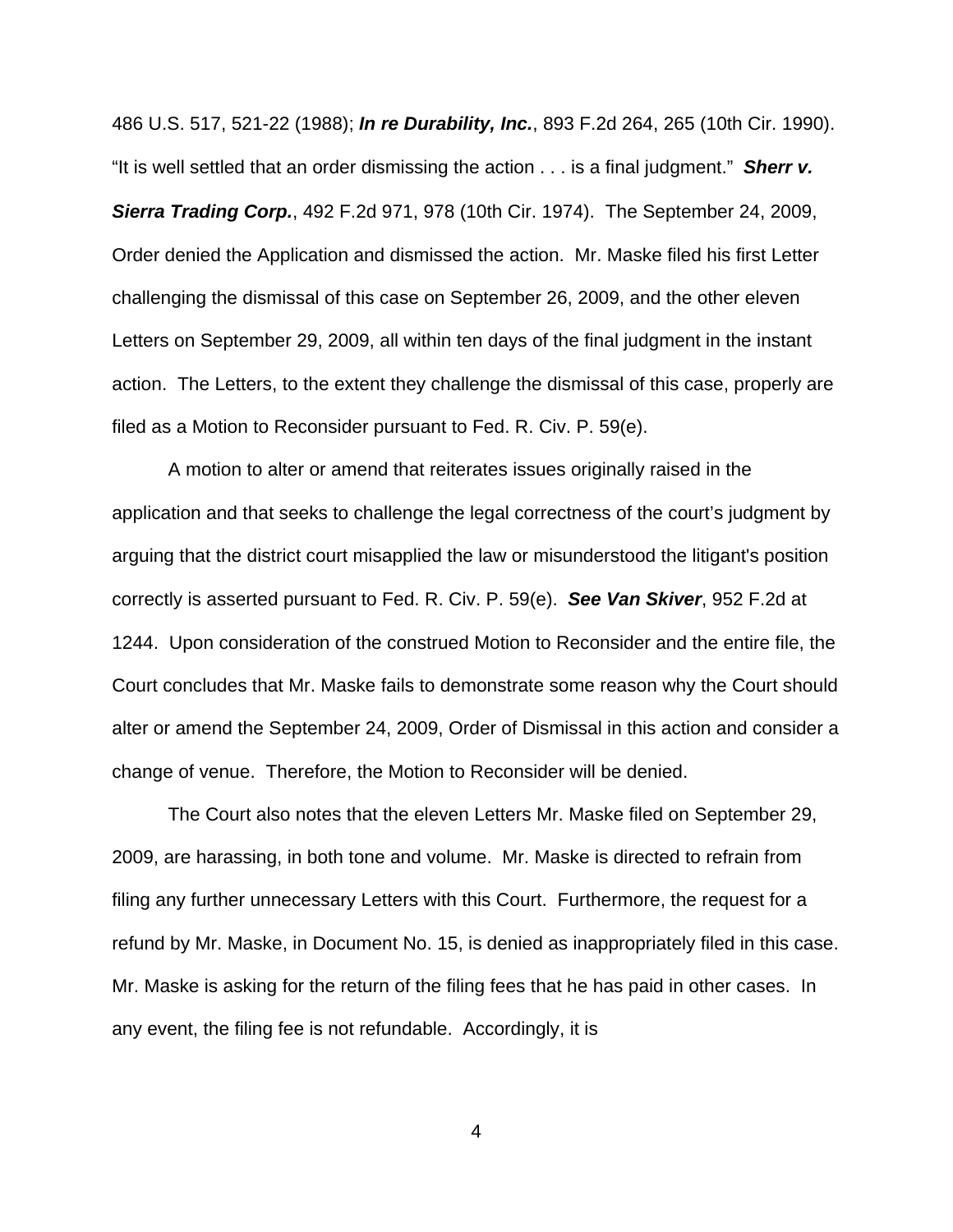486 U.S. 517, 521-22 (1988); ***In re Durability, Inc.***, 893 F.2d 264, 265 (10th Cir. 1990). "It is well settled that an order dismissing the action . . . is a final judgment." ***Sherr v. Sierra Trading Corp.***, 492 F.2d 971, 978 (10th Cir. 1974). The September 24, 2009, Order denied the Application and dismissed the action. Mr. Maske filed his first Letter challenging the dismissal of this case on September 26, 2009, and the other eleven Letters on September 29, 2009, all within ten days of the final judgment in the instant action. The Letters, to the extent they challenge the dismissal of this case, properly are filed as a Motion to Reconsider pursuant to Fed. R. Civ. P. 59(e).

A motion to alter or amend that reiterates issues originally raised in the application and that seeks to challenge the legal correctness of the court's judgment by arguing that the district court misapplied the law or misunderstood the litigant's position correctly is asserted pursuant to Fed. R. Civ. P. 59(e). ***See Van Skiver***, 952 F.2d at 1244. Upon consideration of the construed Motion to Reconsider and the entire file, the Court concludes that Mr. Maske fails to demonstrate some reason why the Court should alter or amend the September 24, 2009, Order of Dismissal in this action and consider a change of venue. Therefore, the Motion to Reconsider will be denied.

The Court also notes that the eleven Letters Mr. Maske filed on September 29, 2009, are harassing, in both tone and volume. Mr. Maske is directed to refrain from filing any further unnecessary Letters with this Court. Furthermore, the request for a refund by Mr. Maske, in Document No. 15, is denied as inappropriately filed in this case. Mr. Maske is asking for the return of the filing fees that he has paid in other cases. In any event, the filing fee is not refundable. Accordingly, it is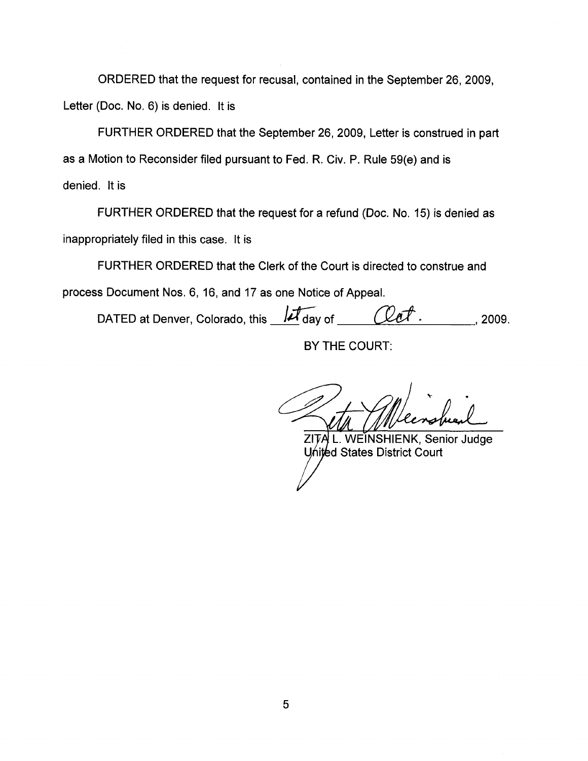ORDERED that the request for recusal, contained in the September 26, 2009, Letter (Doc. No. 6) is denied. It is

FURTHER ORDERED that the September 26, 2009, Letter is construed in part as a Motion to Reconsider filed pursuant to Fed. R. Civ. P. Rule 59(e) and is denied. It is

FURTHER ORDERED that the request for a refund (Doc. No. 15) is denied as inappropriately filed in this case. It is

FURTHER ORDERED that the Clerk of the Court is directed to construe and process Document Nos. 6, 16, and 17 as one Notice of Appeal.

DATED at Denver, Colorado, this 1st day of Oct., 2009.

BY THE COURT:

ZITA L. WEINSHIENK, Senior Judge
United States District Court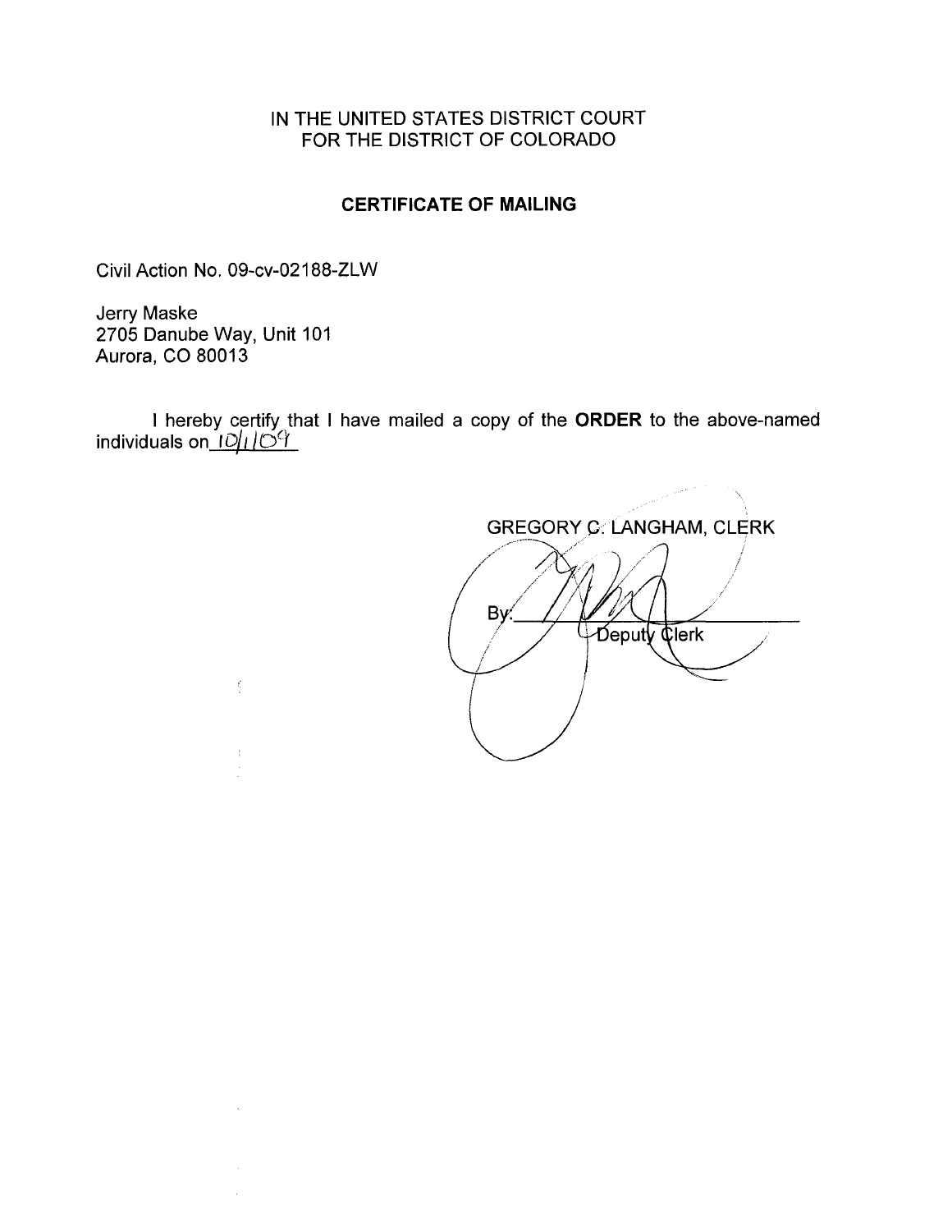IN THE UNITED STATES DISTRICT COURT
FOR THE DISTRICT OF COLORADO

**CERTIFICATE OF MAILING**

Civil Action No. 09-cv-02188-ZLW

Jerry Maske
2705 Danube Way, Unit 101
Aurora, CO 80013

I hereby certify that I have mailed a copy of the **ORDER** to the above-named individuals on 10/1/09

GREGORY C. LANGHAM, CLERK

By: ______________________
Deputy Clerk